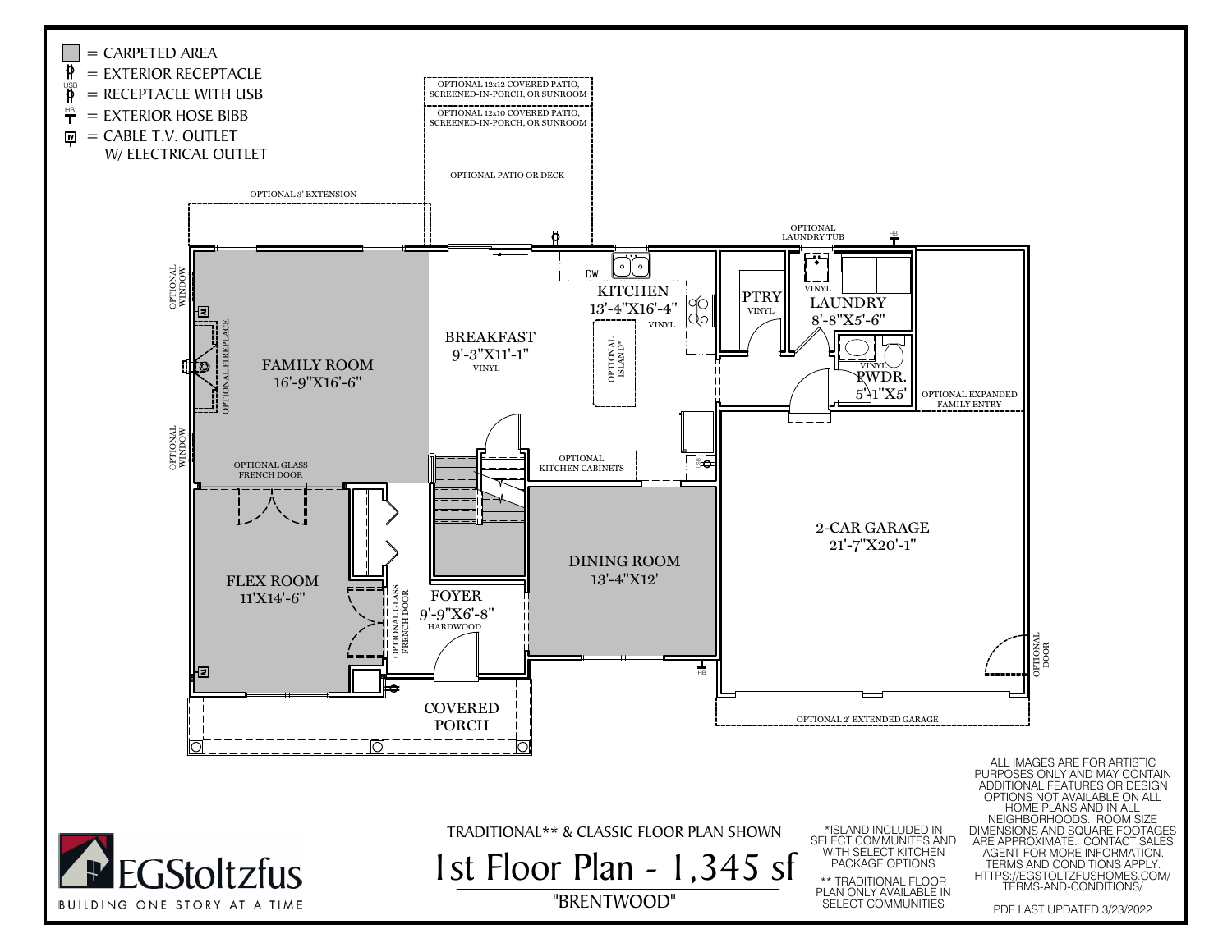- = CARPETED AREA
- = EXTERIOR RECEPTACLE
- = RECEPTACLE WITH USB
- = EXTERIOR HOSE BIBB
- = CABLE T.V. OUTLET W/ ELECTRICAL OUTLET

OPTIONAL 12x12 COVERED PATIO, SCREENED-IN-PORCH, OR SUNROOM

OPTIONAL 12x10 COVERED PATIO, SCREENED-IN-PORCH, OR SUNROOM

OPTIONAL PATIO OR DECK

OPTIONAL 3' EXTENSION

OPTIONAL WINDOW

OPTIONAL FIREPLACE

FAMILY ROOM
16'-9"X16'-6"

OPTIONAL WINDOW

BREAKFAST
9'-3"X11'-1"
VINYL

DW

KITCHEN
13'-4"X16'-4"
VINYL

OPTIONAL ISLAND*

OPTIONAL LAUNDRY TUB

HB

PTRY
VINYL

VINYL

LAUNDRY
8'-8"X5'-6"

VINYL

PWDR.
5'-1"X5'

OPTIONAL EXPANDED FAMILY ENTRY

OPTIONAL KITCHEN CABINETS

USB

OPTIONAL GLASS FRENCH DOOR

2-CAR GARAGE
21'-7"X20'-1"

FLEX ROOM
11'X14'-6"

OPTIONAL GLASS FRENCH DOOR

FOYER
9'-9"X6'-8"
HARDWOOD

DINING ROOM
13'-4"X12'

HB

OPTIONAL DOOR

COVERED PORCH

OPTIONAL 2' EXTENDED GARAGE

ALL IMAGES ARE FOR ARTISTIC PURPOSES ONLY AND MAY CONTAIN ADDITIONAL FEATURES OR DESIGN OPTIONS NOT AVAILABLE ON ALL HOME PLANS AND IN ALL NEIGHBORHOODS. ROOM SIZE DIMENSIONS AND SQUARE FOOTAGES ARE APPROXIMATE. CONTACT SALES AGENT FOR MORE INFORMATION. TERMS AND CONDITIONS APPLY. HTTPS://EGSTOLTZFUSHOMES.COM/TERMS-AND-CONDITIONS/

EGStoltzfus
BUILDING ONE STORY AT A TIME

TRADITIONAL** & CLASSIC FLOOR PLAN SHOWN

# 1st Floor Plan - 1,345 sf

"BRENTWOOD"

*ISLAND INCLUDED IN SELECT COMMUNITES AND WITH SELECT KITCHEN PACKAGE OPTIONS

** TRADITIONAL FLOOR PLAN ONLY AVAILABLE IN SELECT COMMUNITIES

PDF LAST UPDATED 3/23/2022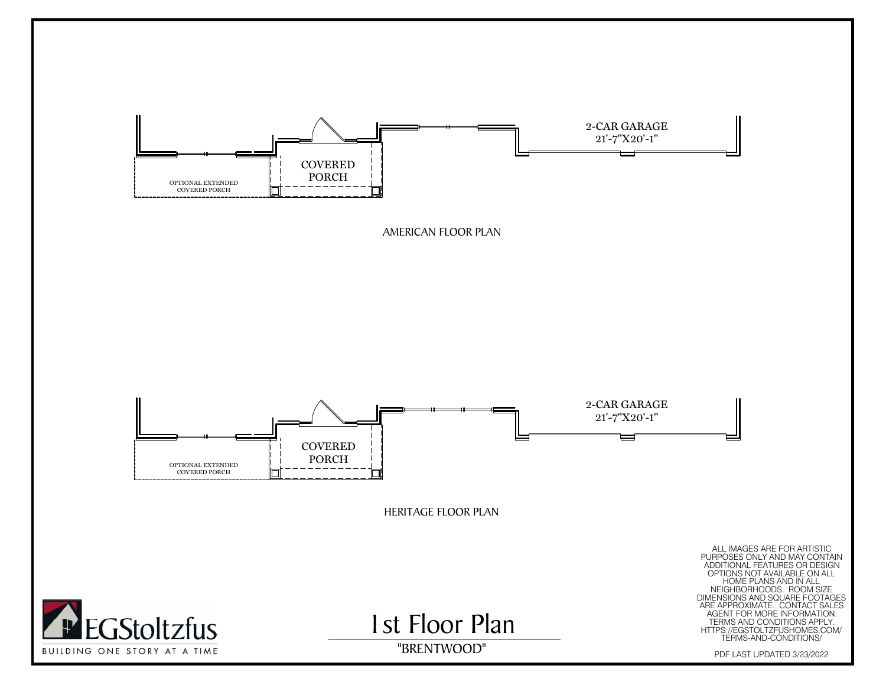2-CAR GARAGE
21'-7"X20'-1"

COVERED
PORCH

OPTIONAL EXTENDED
COVERED PORCH

AMERICAN FLOOR PLAN

2-CAR GARAGE
21'-7"X20'-1"

COVERED
PORCH

OPTIONAL EXTENDED
COVERED PORCH

HERITAGE FLOOR PLAN

ALL IMAGES ARE FOR ARTISTIC PURPOSES ONLY AND MAY CONTAIN ADDITIONAL FEATURES OR DESIGN OPTIONS NOT AVAILABLE ON ALL HOME PLANS AND IN ALL NEIGHBORHOODS. ROOM SIZE DIMENSIONS AND SQUARE FOOTAGES ARE APPROXIMATE. CONTACT SALES AGENT FOR MORE INFORMATION. TERMS AND CONDITIONS APPLY. HTTPS://EGSTOLTZFUSHOMES.COM/TERMS-AND-CONDITIONS/

EGStoltzfus
BUILDING ONE STORY AT A TIME

# 1st Floor Plan

"BRENTWOOD"

PDF LAST UPDATED 3/23/2022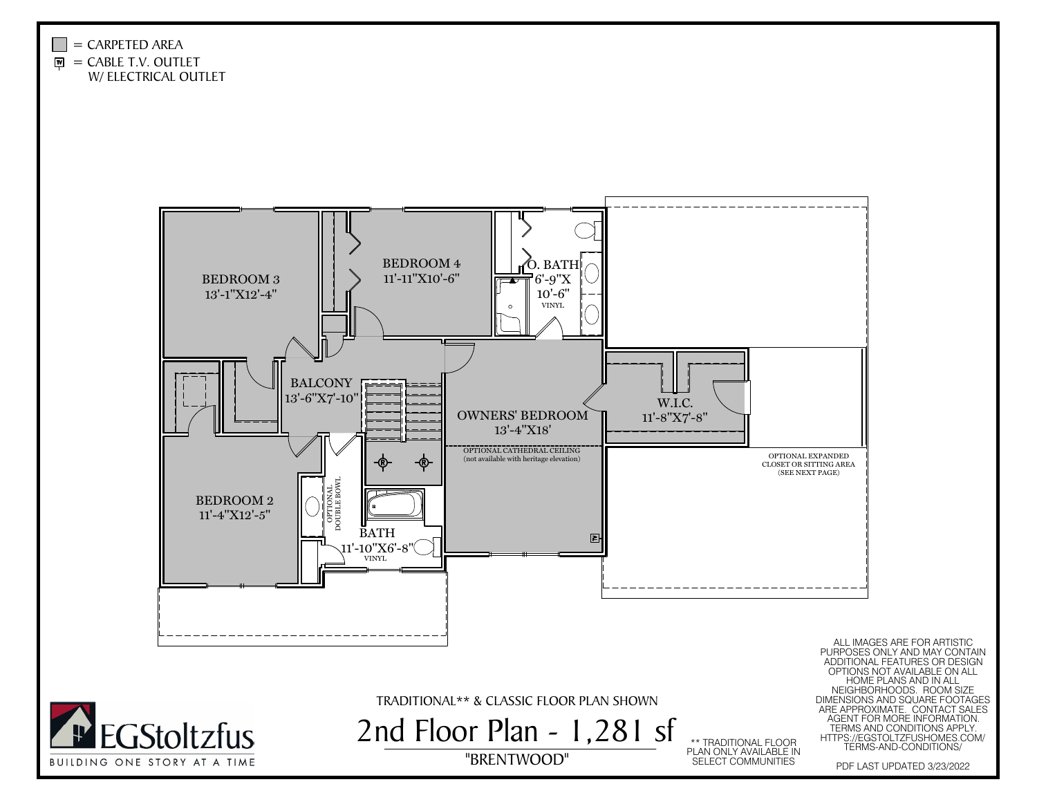= CARPETED AREA

= CABLE T.V. OUTLET W/ ELECTRICAL OUTLET

BEDROOM 3
13'-1"X12'-4"

BEDROOM 4
11'-11"X10'-6"

O. BATH
6'-9"X
10'-6"
VINYL

BALCONY
13'-6"X7'-10"

OWNERS' BEDROOM
13'-4"X18'

OPTIONAL CATHEDRAL CEILING
(not available with heritage elevation)

W.I.C.
11'-8"X7'-8"

OPTIONAL EXPANDED CLOSET OR SITTING AREA
(SEE NEXT PAGE)

BEDROOM 2
11'-4"X12'-5"

OPTIONAL DOUBLE BOWL

BATH
11'-10"X6'-8"
VINYL

TRADITIONAL** & CLASSIC FLOOR PLAN SHOWN

# 2nd Floor Plan - 1,281 sf

"BRENTWOOD"

** TRADITIONAL FLOOR PLAN ONLY AVAILABLE IN SELECT COMMUNITIES

ALL IMAGES ARE FOR ARTISTIC PURPOSES ONLY AND MAY CONTAIN ADDITIONAL FEATURES OR DESIGN OPTIONS NOT AVAILABLE ON ALL HOME PLANS AND IN ALL NEIGHBORHOODS. ROOM SIZE DIMENSIONS AND SQUARE FOOTAGES ARE APPROXIMATE. CONTACT SALES AGENT FOR MORE INFORMATION. TERMS AND CONDITIONS APPLY. HTTPS://EGSTOLTZFUSHOMES.COM/TERMS-AND-CONDITIONS/

PDF LAST UPDATED 3/23/2022

EGStoltzfus
BUILDING ONE STORY AT A TIME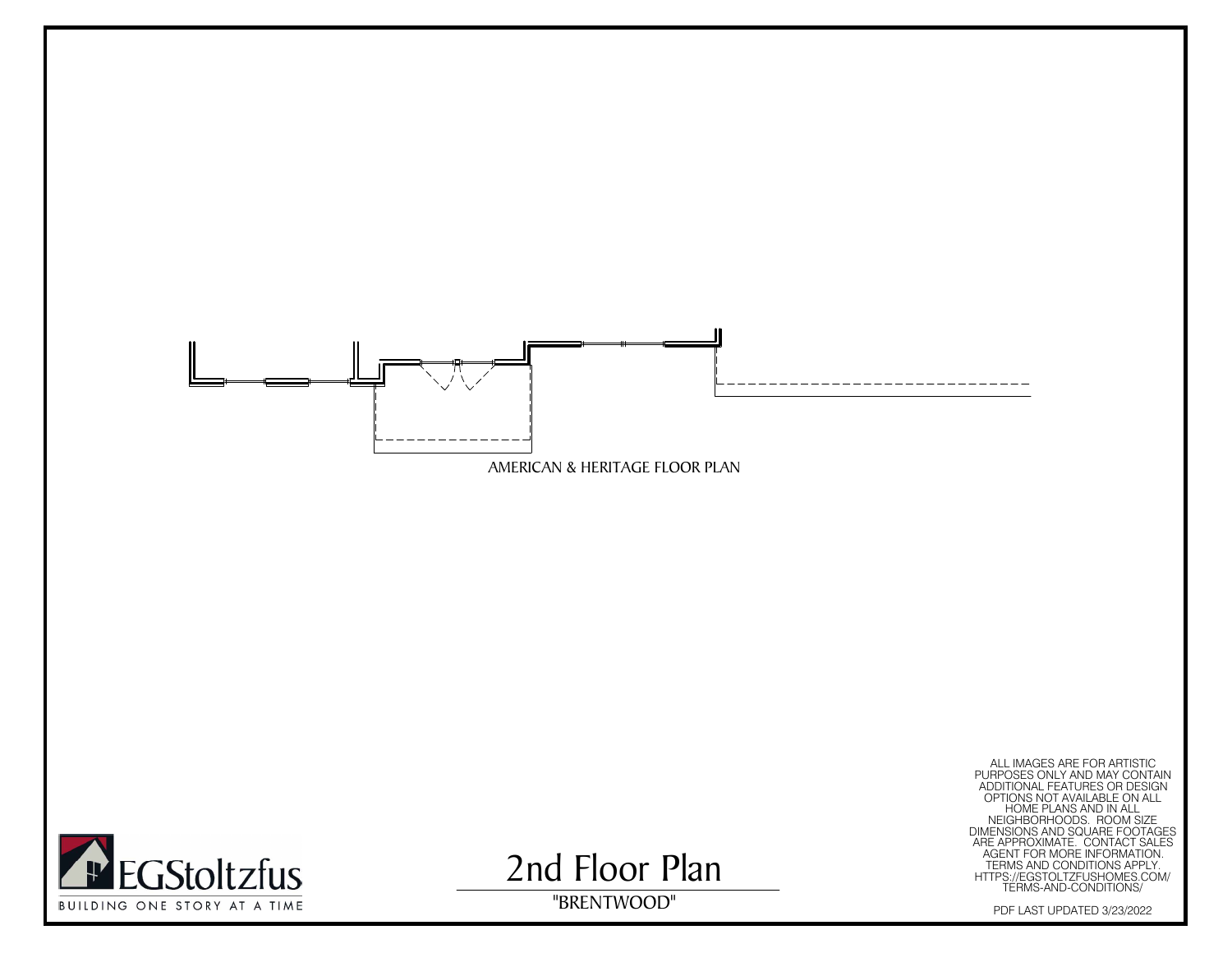AMERICAN & HERITAGE FLOOR PLAN

# 2nd Floor Plan

"BRENTWOOD"

ALL IMAGES ARE FOR ARTISTIC PURPOSES ONLY AND MAY CONTAIN ADDITIONAL FEATURES OR DESIGN OPTIONS NOT AVAILABLE ON ALL HOME PLANS AND IN ALL NEIGHBORHOODS. ROOM SIZE DIMENSIONS AND SQUARE FOOTAGES ARE APPROXIMATE. CONTACT SALES AGENT FOR MORE INFORMATION. TERMS AND CONDITIONS APPLY. HTTPS://EGSTOLTZFUSHOMES.COM/TERMS-AND-CONDITIONS/

PDF LAST UPDATED 3/23/2022

EGStoltzfus

BUILDING ONE STORY AT A TIME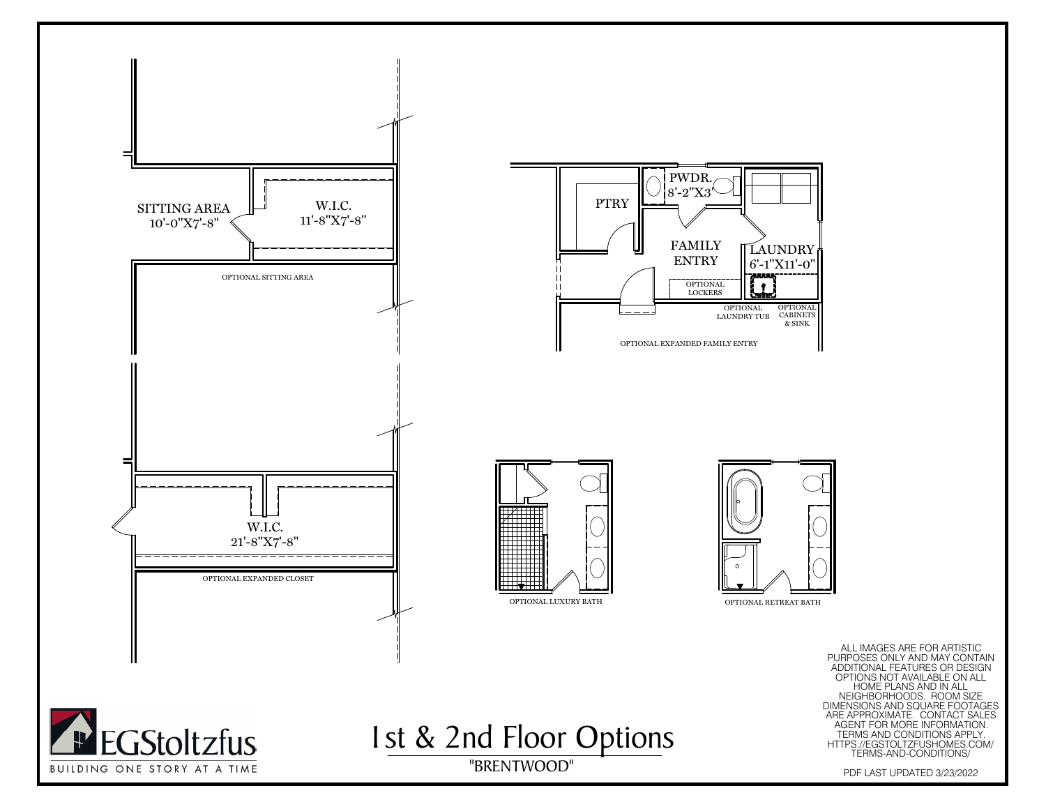SITTING AREA
10'-0"X7'-8"

W.I.C.
11'-8"X7'-8"

OPTIONAL SITTING AREA

W.I.C.
21'-8"X7'-8"

OPTIONAL EXPANDED CLOSET

PTRY

PWDR.
8'-2"X3'

FAMILY ENTRY

LAUNDRY
6'-1"X11'-0"

OPTIONAL LOCKERS

OPTIONAL LAUNDRY TUB

OPTIONAL CABINETS & SINK

OPTIONAL EXPANDED FAMILY ENTRY

OPTIONAL LUXURY BATH

OPTIONAL RETREAT BATH

ALL IMAGES ARE FOR ARTISTIC PURPOSES ONLY AND MAY CONTAIN ADDITIONAL FEATURES OR DESIGN OPTIONS NOT AVAILABLE ON ALL HOME PLANS AND IN ALL NEIGHBORHOODS. ROOM SIZE DIMENSIONS AND SQUARE FOOTAGES ARE APPROXIMATE. CONTACT SALES AGENT FOR MORE INFORMATION. TERMS AND CONDITIONS APPLY. HTTPS://EGSTOLTZFUSHOMES.COM/TERMS-AND-CONDITIONS/

EGStoltzfus
BUILDING ONE STORY AT A TIME

# 1st & 2nd Floor Options

"BRENTWOOD"

PDF LAST UPDATED 3/23/2022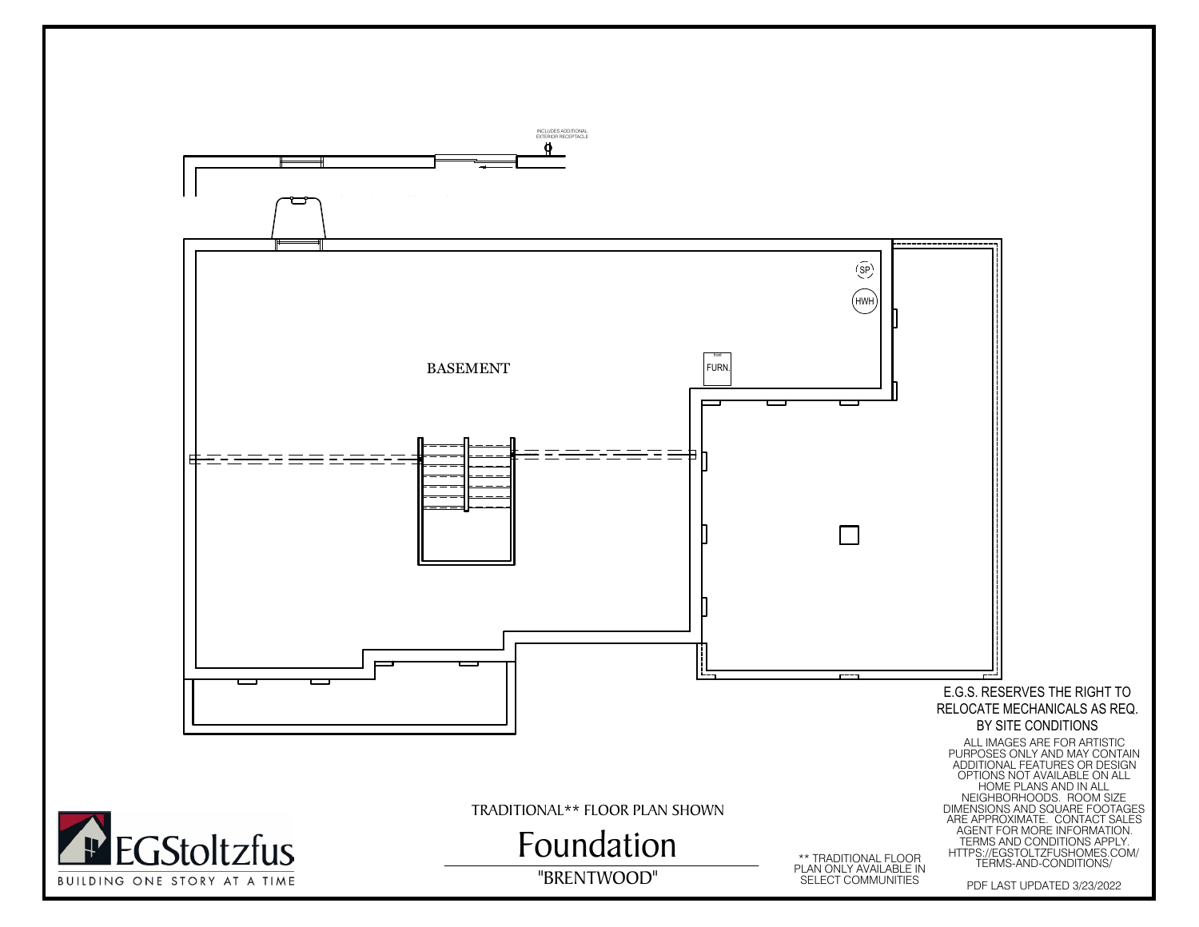INCLUDES ADDITIONAL EXTERIOR RECEPTACLE

SP

HWH

front

FURN.

BASEMENT

E.G.S. RESERVES THE RIGHT TO RELOCATE MECHANICALS AS REQ. BY SITE CONDITIONS

ALL IMAGES ARE FOR ARTISTIC PURPOSES ONLY AND MAY CONTAIN ADDITIONAL FEATURES OR DESIGN OPTIONS NOT AVAILABLE ON ALL HOME PLANS AND IN ALL NEIGHBORHOODS. ROOM SIZE DIMENSIONS AND SQUARE FOOTAGES ARE APPROXIMATE. CONTACT SALES AGENT FOR MORE INFORMATION. TERMS AND CONDITIONS APPLY. HTTPS://EGSTOLTZFUSHOMES.COM/TERMS-AND-CONDITIONS/

TRADITIONAL** FLOOR PLAN SHOWN

# Foundation

"BRENTWOOD"

** TRADITIONAL FLOOR PLAN ONLY AVAILABLE IN SELECT COMMUNITIES

PDF LAST UPDATED 3/23/2022

EGStoltzfus

BUILDING ONE STORY AT A TIME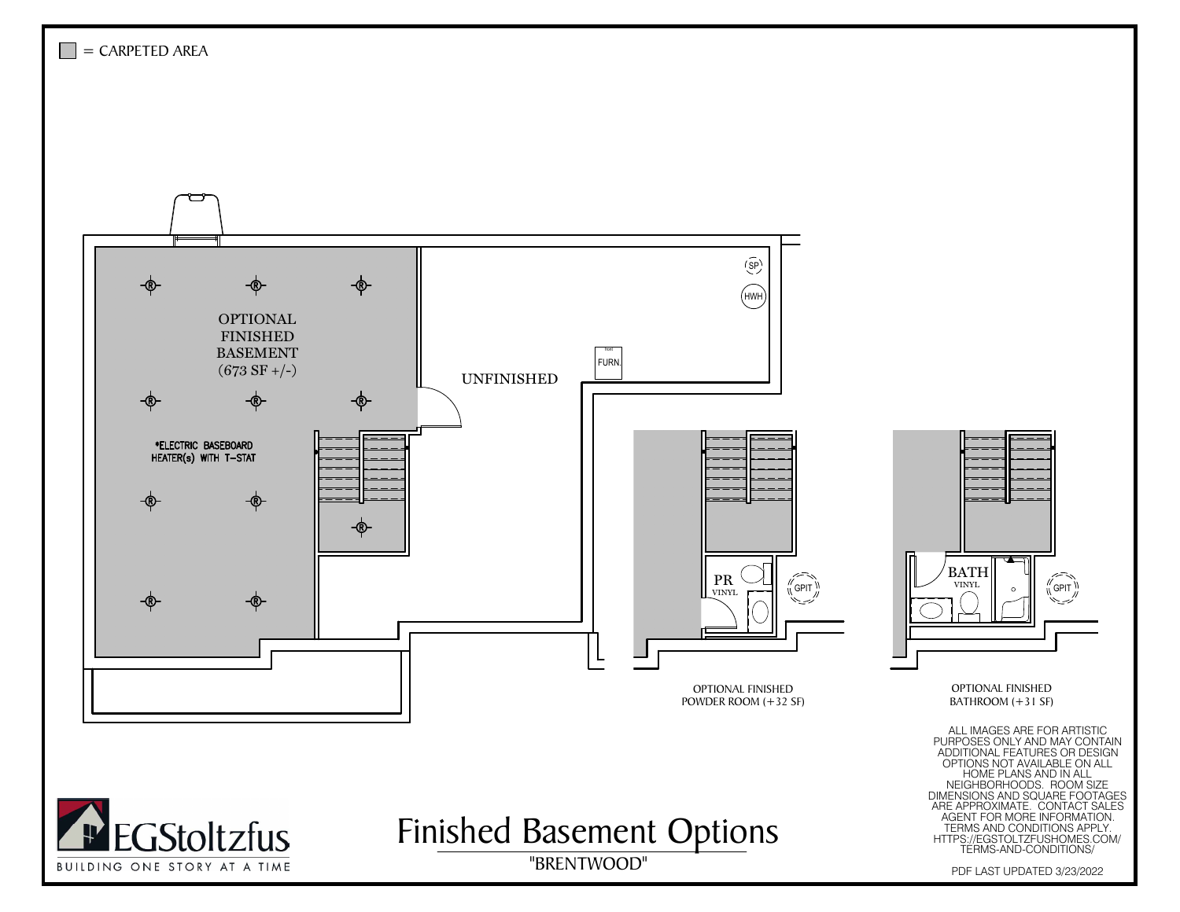= CARPETED AREA

OPTIONAL FINISHED BASEMENT (673 SF +/-)

*ELECTRIC BASEBOARD HEATER(s) WITH T-STAT

UNFINISHED

FURN.

SP

HWH

PR
VINYL

GPIT

BATH
VINYL

GPIT

OPTIONAL FINISHED POWDER ROOM (+32 SF)

OPTIONAL FINISHED BATHROOM (+31 SF)

ALL IMAGES ARE FOR ARTISTIC PURPOSES ONLY AND MAY CONTAIN ADDITIONAL FEATURES OR DESIGN OPTIONS NOT AVAILABLE ON ALL HOME PLANS AND IN ALL NEIGHBORHOODS. ROOM SIZE DIMENSIONS AND SQUARE FOOTAGES ARE APPROXIMATE. CONTACT SALES AGENT FOR MORE INFORMATION. TERMS AND CONDITIONS APPLY. HTTPS://EGSTOLTZFUSHOMES.COM/TERMS-AND-CONDITIONS/

EGStoltzfus
BUILDING ONE STORY AT A TIME

# Finished Basement Options

"BRENTWOOD"

PDF LAST UPDATED 3/23/2022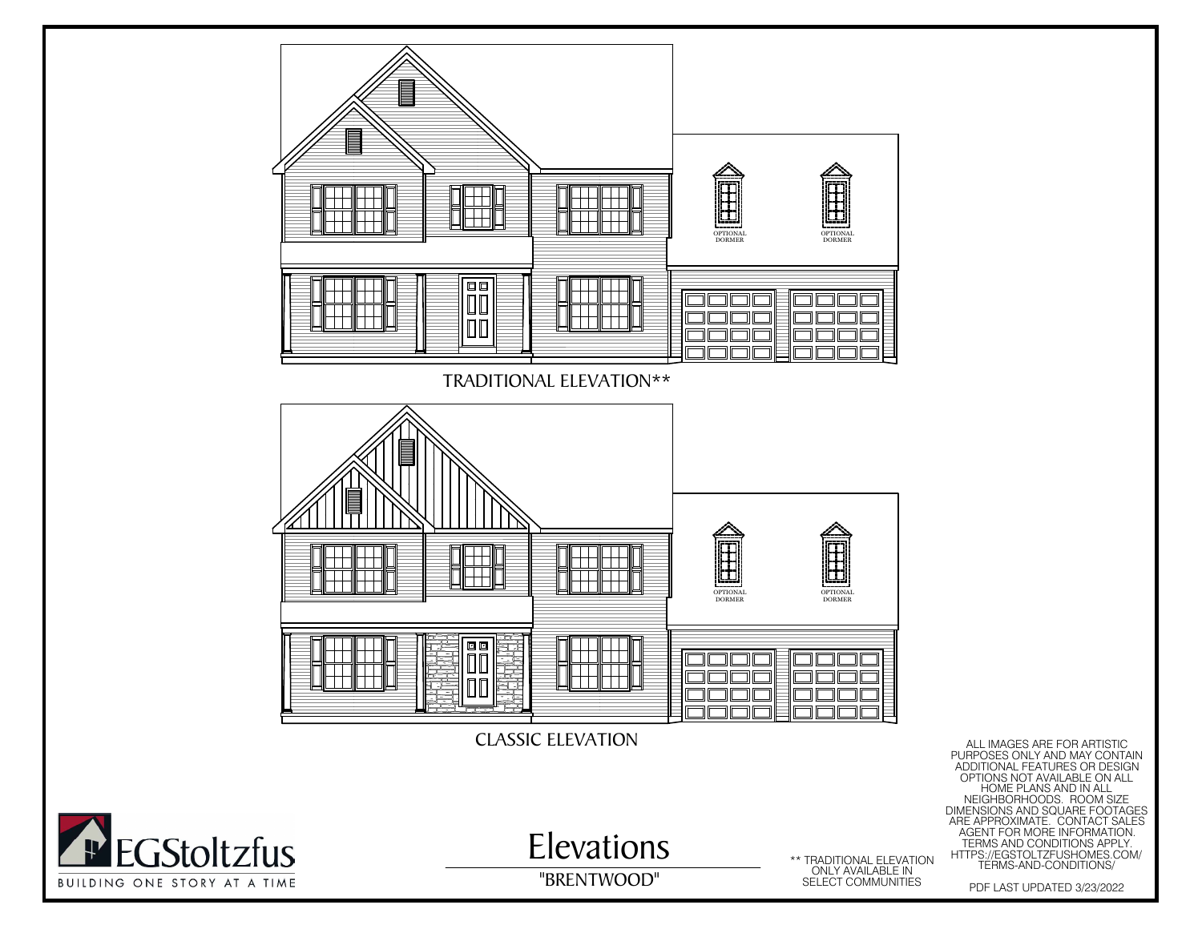OPTIONAL DORMER

OPTIONAL DORMER

TRADITIONAL ELEVATION**

OPTIONAL DORMER

OPTIONAL DORMER

CLASSIC ELEVATION

ALL IMAGES ARE FOR ARTISTIC PURPOSES ONLY AND MAY CONTAIN ADDITIONAL FEATURES OR DESIGN OPTIONS NOT AVAILABLE ON ALL HOME PLANS AND IN ALL NEIGHBORHOODS. ROOM SIZE DIMENSIONS AND SQUARE FOOTAGES ARE APPROXIMATE. CONTACT SALES AGENT FOR MORE INFORMATION. TERMS AND CONDITIONS APPLY. HTTPS://EGSTOLTZFUSHOMES.COM/TERMS-AND-CONDITIONS/

EGStoltzfus

BUILDING ONE STORY AT A TIME

# Elevations

"BRENTWOOD"

** TRADITIONAL ELEVATION ONLY AVAILABLE IN SELECT COMMUNITIES

PDF LAST UPDATED 3/23/2022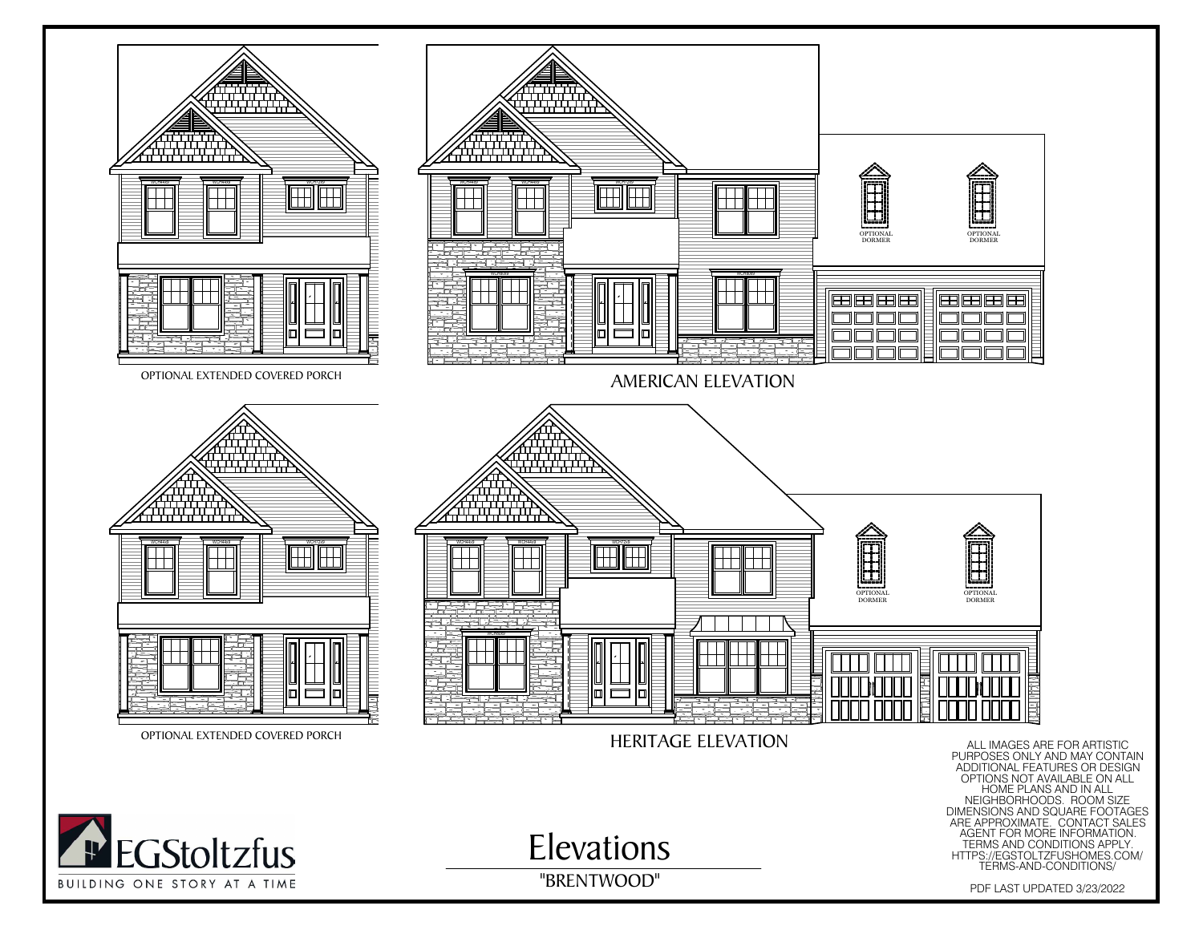OPTIONAL EXTENDED COVERED PORCH

OPTIONAL DORMER

OPTIONAL DORMER

AMERICAN ELEVATION

OPTIONAL EXTENDED COVERED PORCH

OPTIONAL DORMER

OPTIONAL DORMER

HERITAGE ELEVATION

ALL IMAGES ARE FOR ARTISTIC PURPOSES ONLY AND MAY CONTAIN ADDITIONAL FEATURES OR DESIGN OPTIONS NOT AVAILABLE ON ALL HOME PLANS AND IN ALL NEIGHBORHOODS. ROOM SIZE DIMENSIONS AND SQUARE FOOTAGES ARE APPROXIMATE. CONTACT SALES AGENT FOR MORE INFORMATION. TERMS AND CONDITIONS APPLY. HTTPS://EGSTOLTZFUSHOMES.COM/TERMS-AND-CONDITIONS/

EGStoltzfus

BUILDING ONE STORY AT A TIME

# Elevations

"BRENTWOOD"

PDF LAST UPDATED 3/23/2022